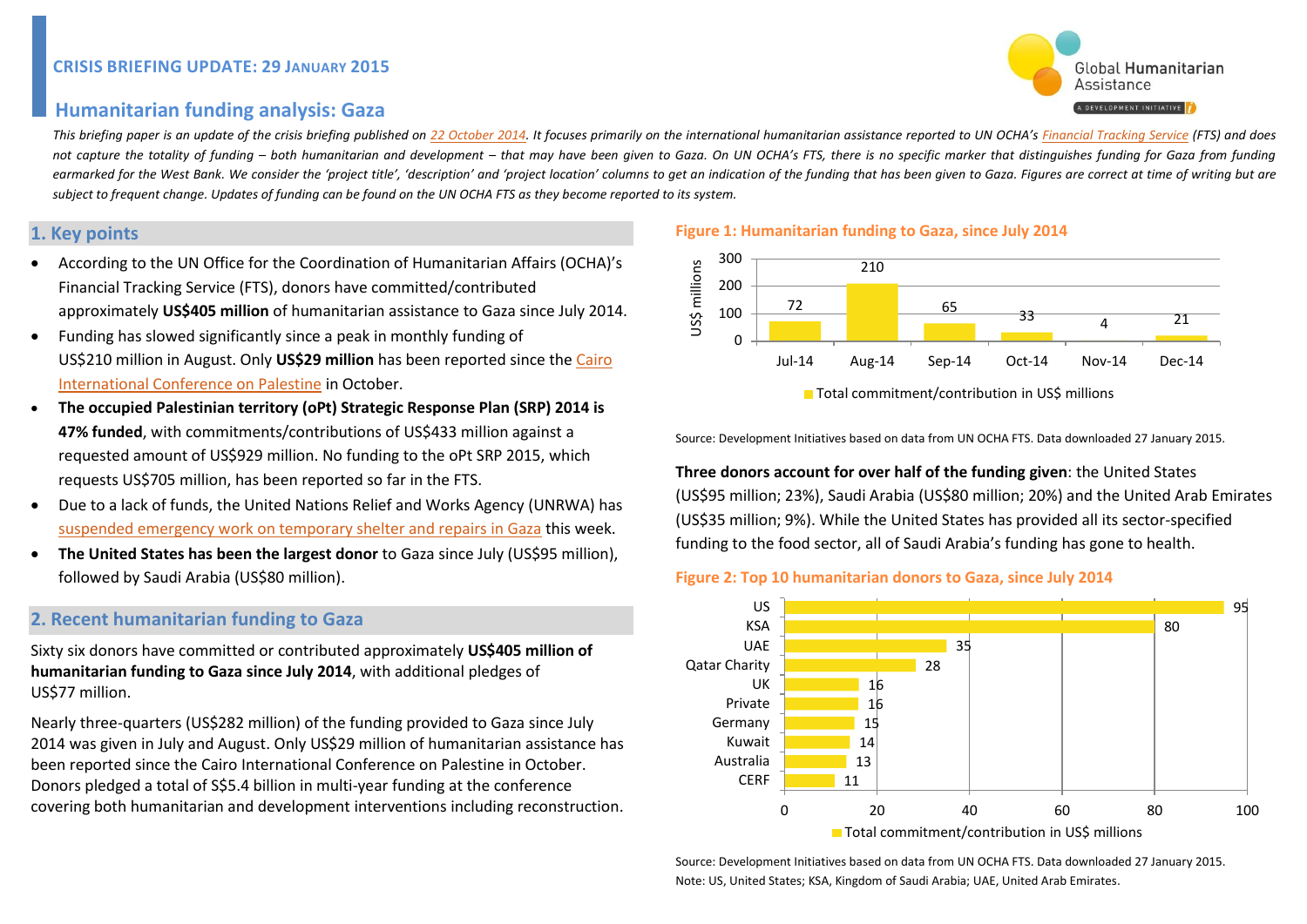CRISIS BRIEFING UPDATE: 29 JANUARY 2015

# Humanitarian funding analysis: Gaza

*This briefing paper is an update of the crisis briefing published on 22 October 2014. It focuses primarily on the international humanitarian assistance reported to UN OCHA's Financial Tracking Service (FTS) and does not capture the totality of funding – both humanitarian and development – that may have been given to Gaza. On UN OCHA's FTS, there is no specific marker that distinguishes funding for Gaza from funding earmarked for the West Bank. We consider the 'project title', 'description' and 'project location' columns to get an indication of the funding that has been given to Gaza. Figures are correct at time of writing but are subject to frequent change. Updates of funding can be found on the UN OCHA FTS as they become reported to its system.*

## 1. Key points

- According to the UN Office for the Coordination of Humanitarian Affairs (OCHA)'s Financial Tracking Service (FTS), donors have committed/contributed approximately **US$405 million** of humanitarian assistance to Gaza since July 2014.
- Funding has slowed significantly since a peak in monthly funding of US$210 million in August. Only **US$29 million** has been reported since the Cairo International Conference on Palestine in October.
- **The occupied Palestinian territory (oPt) Strategic Response Plan (SRP) 2014 is 47% funded**, with commitments/contributions of US$433 million against a requested amount of US$929 million. No funding to the oPt SRP 2015, which requests US$705 million, has been reported so far in the FTS.
- Due to a lack of funds, the United Nations Relief and Works Agency (UNRWA) has suspended emergency work on temporary shelter and repairs in Gaza this week.
- **The United States has been the largest donor** to Gaza since July (US$95 million), followed by Saudi Arabia (US$80 million).

## 2. Recent humanitarian funding to Gaza

Sixty six donors have committed or contributed approximately **US$405 million of humanitarian funding to Gaza since July 2014**, with additional pledges of US$77 million.

Nearly three-quarters (US$282 million) of the funding provided to Gaza since July 2014 was given in July and August. Only US$29 million of humanitarian assistance has been reported since the Cairo International Conference on Palestine in October. Donors pledged a total of S$5.4 billion in multi-year funding at the conference covering both humanitarian and development interventions including reconstruction.

### Figure 1: Humanitarian funding to Gaza, since July 2014

US$ millions
300
200
100
0
Jul-14: 72
Aug-14: 210
Sep-14: 65
Oct-14: 33
Nov-14: 4
Dec-14: 21
Total commitment/contribution in US$ millions

Source: Development Initiatives based on data from UN OCHA FTS. Data downloaded 27 January 2015.

**Three donors account for over half of the funding given**: the United States (US$95 million; 23%), Saudi Arabia (US$80 million; 20%) and the United Arab Emirates (US$35 million; 9%). While the United States has provided all its sector-specified funding to the food sector, all of Saudi Arabia's funding has gone to health.

### Figure 2: Top 10 humanitarian donors to Gaza, since July 2014

US: 95
KSA: 80
UAE: 35
Qatar Charity: 28
UK: 16
Private: 16
Germany: 15
Kuwait: 14
Australia: 13
CERF: 11
0 20 40 60 80 100
Total commitment/contribution in US$ millions

Source: Development Initiatives based on data from UN OCHA FTS. Data downloaded 27 January 2015.
Note: US, United States; KSA, Kingdom of Saudi Arabia; UAE, United Arab Emirates.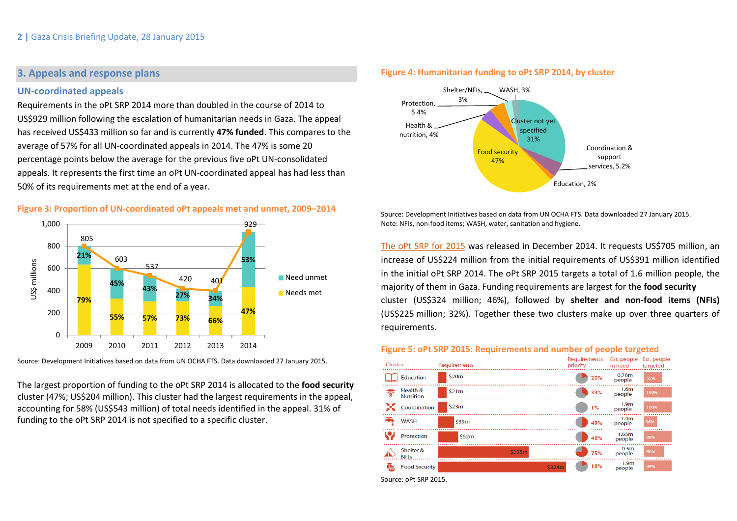## 3. Appeals and response plans

### UN-coordinated appeals

Requirements in the oPt SRP 2014 more than doubled in the course of 2014 to US$929 million following the escalation of humanitarian needs in Gaza. The appeal has received US$433 million so far and is currently **47% funded**. This compares to the average of 57% for all UN-coordinated appeals in 2014. The 47% is some 20 percentage points below the average for the previous five oPt UN-consolidated appeals. It represents the first time an oPt UN-coordinated appeal has had less than 50% of its requirements met at the end of a year.

**Figure 3: Proportion of UN-coordinated oPt appeals met and unmet, 2009–2014**

US$ millions
1,000
800
600
400
200
0
2009 2010 2011 2012 2013 2014
805 603 537 420 401 929
2009: 21%, 79%
2010: 45%, 55%
2011: 43%, 57%
2012: 27%, 73%
2013: 34%, 66%
2014: 53%, 47%
Need unmet
Needs met

Source: Development Initiatives based on data from UN OCHA FTS. Data downloaded 27 January 2015.

The largest proportion of funding to the oPt SRP 2014 is allocated to the **food security** cluster (47%; US$204 million). This cluster had the largest requirements in the appeal, accounting for 58% (US$543 million) of total needs identified in the appeal. 31% of funding to the oPt SRP 2014 is not specified to a specific cluster.

**Figure 4: Humanitarian funding to oPt SRP 2014, by cluster**

Shelter/NFIs, 3%
WASH, 3%
Protection, 5.4%
Health & nutrition, 4%
Cluster not yet specified 31%
Food security 47%
Coordination & support services, 5.2%
Education, 2%

Source: Development Initiatives based on data from UN OCHA FTS. Data downloaded 27 January 2015.
Note: NFIs, non-food items; WASH, water, sanitation and hygiene.

The oPt SRP for 2015 was released in December 2014. It requests US$705 million, an increase of US$224 million from the initial requirements of US$391 million identified in the initial oPt SRP 2014. The oPt SRP 2015 targets a total of 1.6 million people, the majority of them in Gaza. Funding requirements are largest for the **food security** cluster (US$324 million; 46%), followed by **shelter and non-food items (NFIs)** (US$225 million; 32%). Together these two clusters make up over three quarters of requirements.

**Figure 5: oPt SRP 2015: Requirements and number of people targeted**

Cluster | Requirements | Requirements priority | Est. people in need | Est. people targeted

Education $20m 20% 0.76m people 55%
Health & Nutrition $21m 33% 1.6m people 100%
Coordination $23m 1% 1.9m people 100%
WASH $39m 49% 1.4m people 36%
Protection $52m 48% 1.65m people 88%
Shelter & NFIs $225m 75% 0.5m people 60%
Food Security $324m 18% 1.9m people 84%

Source: oPt SRP 2015.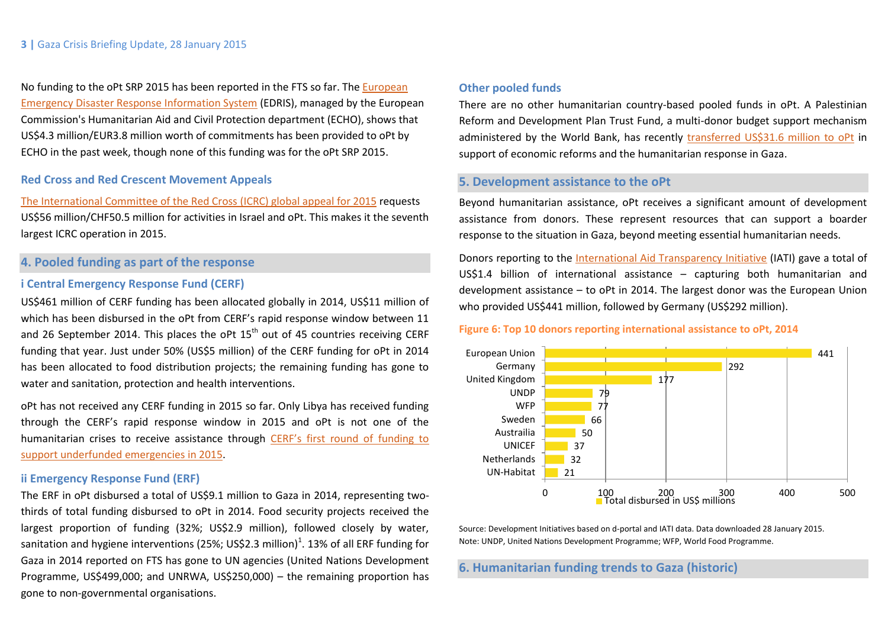No funding to the oPt SRP 2015 has been reported in the FTS so far. The European Emergency Disaster Response Information System (EDRIS), managed by the European Commission's Humanitarian Aid and Civil Protection department (ECHO), shows that US$4.3 million/EUR3.8 million worth of commitments has been provided to oPt by ECHO in the past week, though none of this funding was for the oPt SRP 2015.

### Red Cross and Red Crescent Movement Appeals

The International Committee of the Red Cross (ICRC) global appeal for 2015 requests US$56 million/CHF50.5 million for activities in Israel and oPt. This makes it the seventh largest ICRC operation in 2015.

## 4. Pooled funding as part of the response

### i Central Emergency Response Fund (CERF)

US$461 million of CERF funding has been allocated globally in 2014, US$11 million of which has been disbursed in the oPt from CERF's rapid response window between 11 and 26 September 2014. This places the oPt 15th out of 45 countries receiving CERF funding that year. Just under 50% (US$5 million) of the CERF funding for oPt in 2014 has been allocated to food distribution projects; the remaining funding has gone to water and sanitation, protection and health interventions.

oPt has not received any CERF funding in 2015 so far. Only Libya has received funding through the CERF's rapid response window in 2015 and oPt is not one of the humanitarian crises to receive assistance through CERF's first round of funding to support underfunded emergencies in 2015.

### ii Emergency Response Fund (ERF)

The ERF in oPt disbursed a total of US$9.1 million to Gaza in 2014, representing two-thirds of total funding disbursed to oPt in 2014. Food security projects received the largest proportion of funding (32%; US$2.9 million), followed closely by water, sanitation and hygiene interventions (25%; US$2.3 million)[1]. 13% of all ERF funding for Gaza in 2014 reported on FTS has gone to UN agencies (United Nations Development Programme, US$499,000; and UNRWA, US$250,000) – the remaining proportion has gone to non-governmental organisations.

### Other pooled funds

There are no other humanitarian country-based pooled funds in oPt. A Palestinian Reform and Development Plan Trust Fund, a multi-donor budget support mechanism administered by the World Bank, has recently transferred US$31.6 million to oPt in support of economic reforms and the humanitarian response in Gaza.

## 5. Development assistance to the oPt

Beyond humanitarian assistance, oPt receives a significant amount of development assistance from donors. These represent resources that can support a boarder response to the situation in Gaza, beyond meeting essential humanitarian needs.

Donors reporting to the International Aid Transparency Initiative (IATI) gave a total of US$1.4 billion of international assistance – capturing both humanitarian and development assistance – to oPt in 2014. The largest donor was the European Union who provided US$441 million, followed by Germany (US$292 million).

**Figure 6: Top 10 donors reporting international assistance to oPt, 2014**

| Donor | Total disbursed in US$ millions |
| --- | --- |
| European Union | 441 |
| Germany | 292 |
| United Kingdom | 177 |
| UNDP | 79 |
| WFP | 77 |
| Sweden | 66 |
| Austrailia | 50 |
| UNICEF | 37 |
| Netherlands | 32 |
| UN-Habitat | 21 |

Source: Development Initiatives based on d-portal and IATI data. Data downloaded 28 January 2015.
Note: UNDP, United Nations Development Programme; WFP, World Food Programme.

## 6. Humanitarian funding trends to Gaza (historic)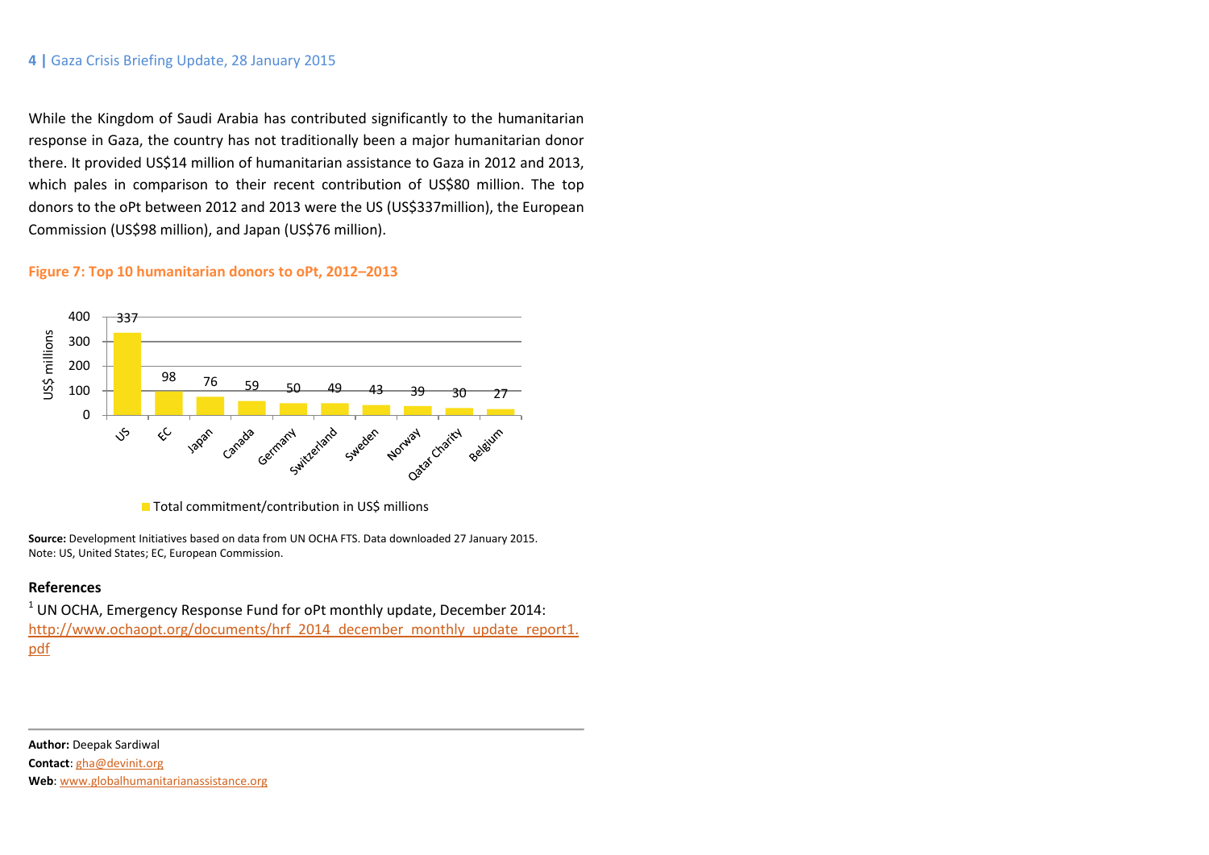While the Kingdom of Saudi Arabia has contributed significantly to the humanitarian response in Gaza, the country has not traditionally been a major humanitarian donor there. It provided US$14 million of humanitarian assistance to Gaza in 2012 and 2013, which pales in comparison to their recent contribution of US$80 million. The top donors to the oPt between 2012 and 2013 were the US (US$337million), the European Commission (US$98 million), and Japan (US$76 million).

**Figure 7: Top 10 humanitarian donors to oPt, 2012–2013**

US$ millions

400
300
200
100
0

337
98
76
59
50
49
43
39
30
27

US
EC
Japan
Canada
Germany
Switzerland
Sweden
Norway
Qatar Charity
Belgium

Total commitment/contribution in US$ millions

**Source:** Development Initiatives based on data from UN OCHA FTS. Data downloaded 27 January 2015.
Note: US, United States; EC, European Commission.

## References

[1] UN OCHA, Emergency Response Fund for oPt monthly update, December 2014: http://www.ochaopt.org/documents/hrf_2014_december_monthly_update_report1.pdf

**Author:** Deepak Sardiwal
**Contact**: gha@devinit.org
**Web**: www.globalhumanitarianassistance.org